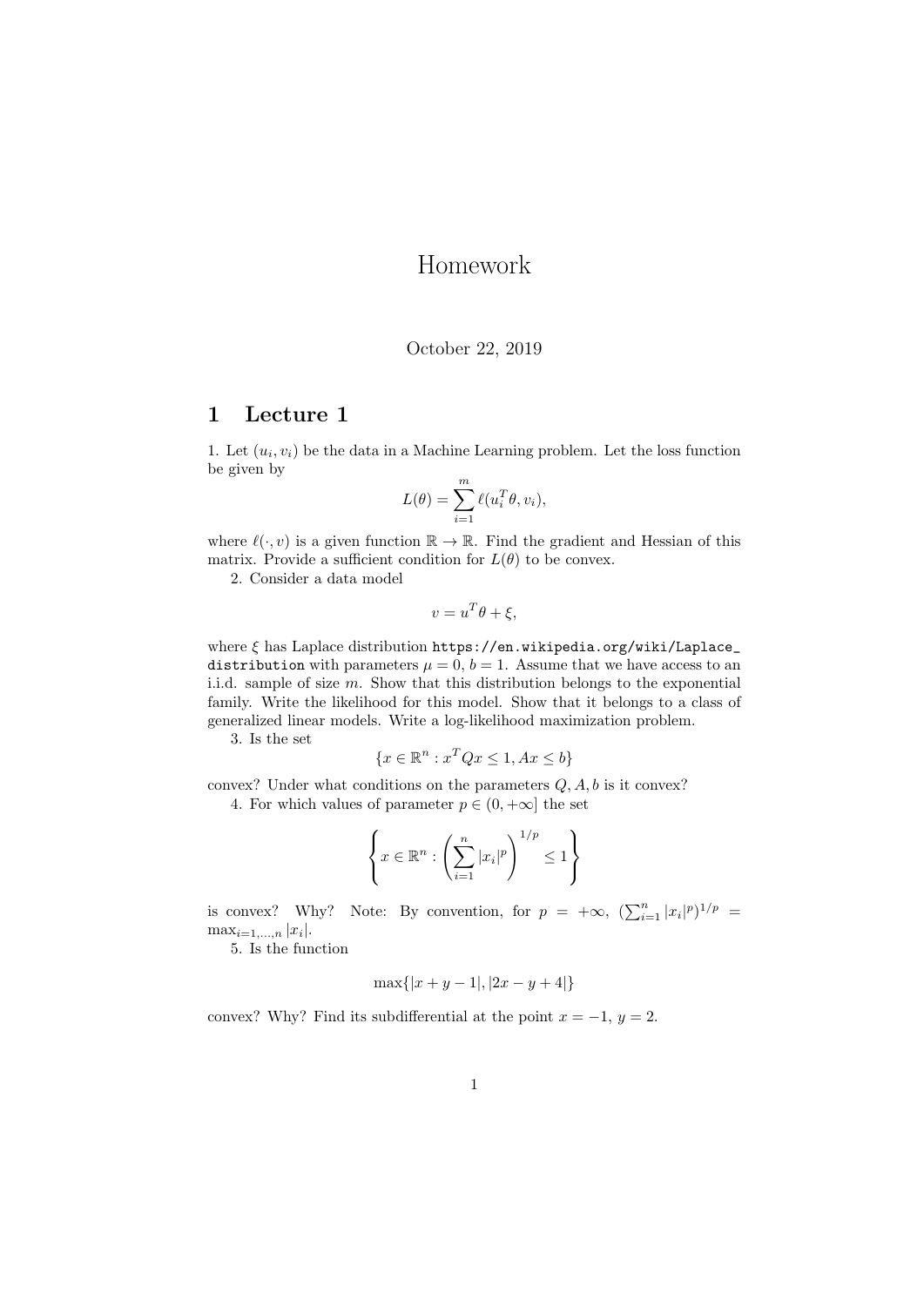# Homework

October 22, 2019

## 1 Lecture 1

1. Let $(u_i, v_i)$ be the data in a Machine Learning problem. Let the loss function be given by

$$L(\theta) = \sum_{i=1}^{m} \ell(u_i^T \theta, v_i),$$

where $\ell(\cdot, v)$ is a given function $\mathbb{R} \to \mathbb{R}$. Find the gradient and Hessian of this matrix. Provide a sufficient condition for $L(\theta)$ to be convex.

2. Consider a data model

$$v = u^T \theta + \xi,$$

where $\xi$ has Laplace distribution `https://en.wikipedia.org/wiki/Laplace_distribution` with parameters $\mu = 0$, $b = 1$. Assume that we have access to an i.i.d. sample of size $m$. Show that this distribution belongs to the exponential family. Write the likelihood for this model. Show that it belongs to a class of generalized linear models. Write a log-likelihood maximization problem.

3. Is the set

$$\{x \in \mathbb{R}^n : x^T Q x \leq 1, Ax \leq b\}$$

convex? Under what conditions on the parameters $Q, A, b$ is it convex?

4. For which values of parameter $p \in (0, +\infty]$ the set

$$\left\{ x \in \mathbb{R}^n : \left( \sum_{i=1}^{n} |x_i|^p \right)^{1/p} \leq 1 \right\}$$

is convex? Why? Note: By convention, for $p = +\infty$, $(\sum_{i=1}^{n} |x_i|^p)^{1/p} = \max_{i=1,\ldots,n} |x_i|$.

5. Is the function

$$\max\{|x + y - 1|, |2x - y + 4|\}$$

convex? Why? Find its subdifferential at the point $x = -1$, $y = 2$.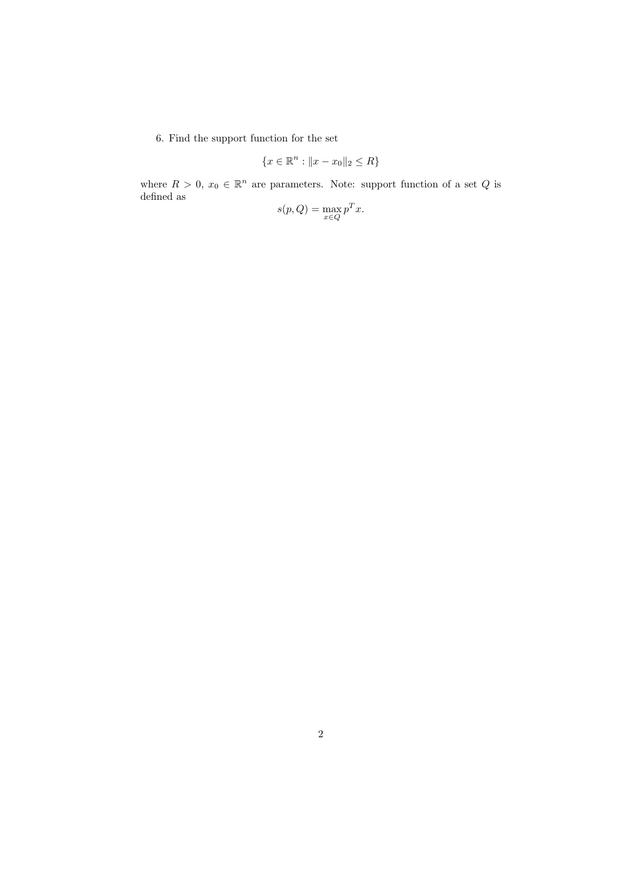6. Find the support function for the set

$$\{x \in \mathbb{R}^n : \|x - x_0\|_2 \leq R\}$$

where $R > 0$, $x_0 \in \mathbb{R}^n$ are parameters. Note: support function of a set $Q$ is defined as

$$s(p, Q) = \max_{x \in Q} p^T x.$$